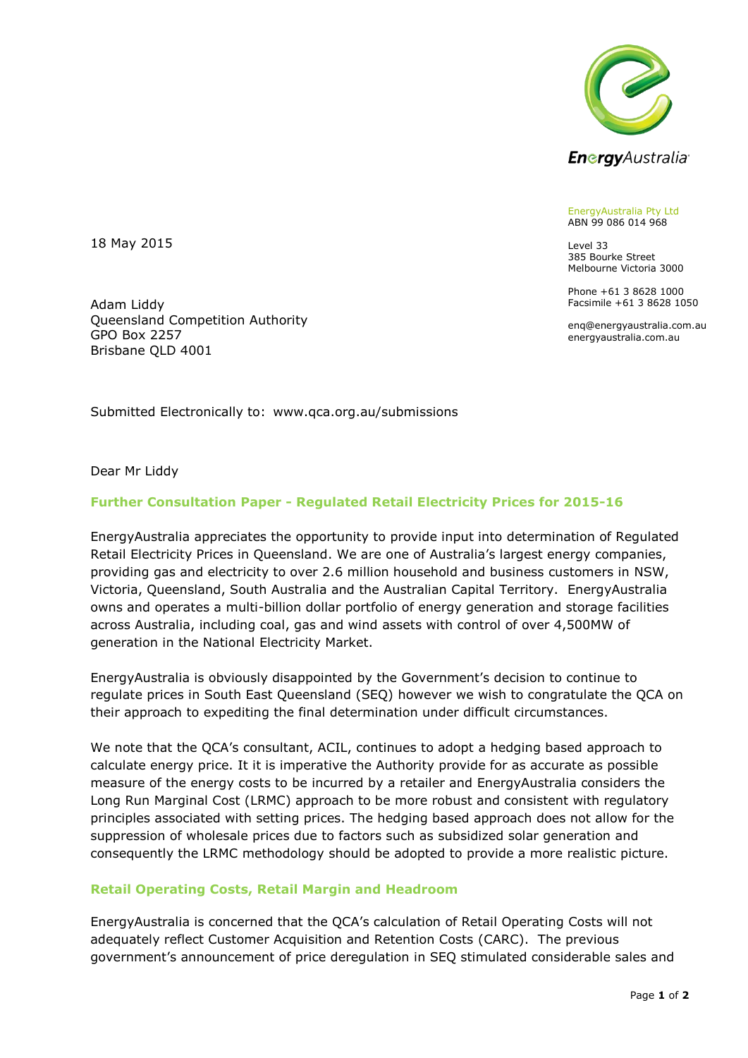EnergyAustralia Pty Ltd
ABN 99 086 014 968

Level 33
385 Bourke Street
Melbourne Victoria 3000

Phone +61 3 8628 1000
Facsimile +61 3 8628 1050

enq@energyaustralia.com.au
energyaustralia.com.au

18 May 2015

Adam Liddy
Queensland Competition Authority
GPO Box 2257
Brisbane QLD 4001

Submitted Electronically to: www.qca.org.au/submissions

Dear Mr Liddy

## Further Consultation Paper - Regulated Retail Electricity Prices for 2015-16

EnergyAustralia appreciates the opportunity to provide input into determination of Regulated Retail Electricity Prices in Queensland. We are one of Australia's largest energy companies, providing gas and electricity to over 2.6 million household and business customers in NSW, Victoria, Queensland, South Australia and the Australian Capital Territory. EnergyAustralia owns and operates a multi-billion dollar portfolio of energy generation and storage facilities across Australia, including coal, gas and wind assets with control of over 4,500MW of generation in the National Electricity Market.

EnergyAustralia is obviously disappointed by the Government's decision to continue to regulate prices in South East Queensland (SEQ) however we wish to congratulate the QCA on their approach to expediting the final determination under difficult circumstances.

We note that the QCA's consultant, ACIL, continues to adopt a hedging based approach to calculate energy price. It it is imperative the Authority provide for as accurate as possible measure of the energy costs to be incurred by a retailer and EnergyAustralia considers the Long Run Marginal Cost (LRMC) approach to be more robust and consistent with regulatory principles associated with setting prices. The hedging based approach does not allow for the suppression of wholesale prices due to factors such as subsidized solar generation and consequently the LRMC methodology should be adopted to provide a more realistic picture.

## Retail Operating Costs, Retail Margin and Headroom

EnergyAustralia is concerned that the QCA's calculation of Retail Operating Costs will not adequately reflect Customer Acquisition and Retention Costs (CARC). The previous government's announcement of price deregulation in SEQ stimulated considerable sales and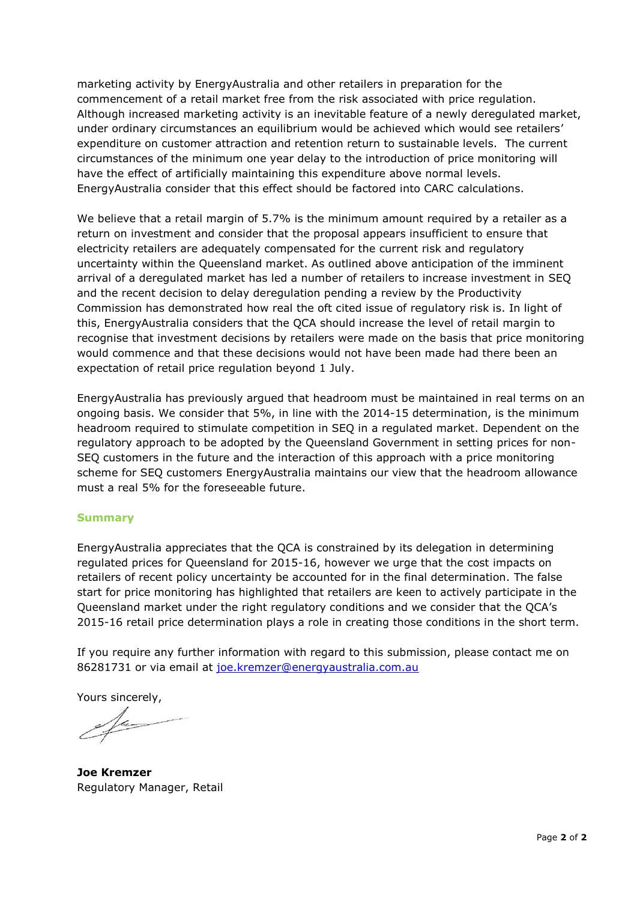marketing activity by EnergyAustralia and other retailers in preparation for the commencement of a retail market free from the risk associated with price regulation. Although increased marketing activity is an inevitable feature of a newly deregulated market, under ordinary circumstances an equilibrium would be achieved which would see retailers' expenditure on customer attraction and retention return to sustainable levels. The current circumstances of the minimum one year delay to the introduction of price monitoring will have the effect of artificially maintaining this expenditure above normal levels. EnergyAustralia consider that this effect should be factored into CARC calculations.

We believe that a retail margin of 5.7% is the minimum amount required by a retailer as a return on investment and consider that the proposal appears insufficient to ensure that electricity retailers are adequately compensated for the current risk and regulatory uncertainty within the Queensland market. As outlined above anticipation of the imminent arrival of a deregulated market has led a number of retailers to increase investment in SEQ and the recent decision to delay deregulation pending a review by the Productivity Commission has demonstrated how real the oft cited issue of regulatory risk is. In light of this, EnergyAustralia considers that the QCA should increase the level of retail margin to recognise that investment decisions by retailers were made on the basis that price monitoring would commence and that these decisions would not have been made had there been an expectation of retail price regulation beyond 1 July.

EnergyAustralia has previously argued that headroom must be maintained in real terms on an ongoing basis. We consider that 5%, in line with the 2014-15 determination, is the minimum headroom required to stimulate competition in SEQ in a regulated market. Dependent on the regulatory approach to be adopted by the Queensland Government in setting prices for non-SEQ customers in the future and the interaction of this approach with a price monitoring scheme for SEQ customers EnergyAustralia maintains our view that the headroom allowance must a real 5% for the foreseeable future.

## Summary

EnergyAustralia appreciates that the QCA is constrained by its delegation in determining regulated prices for Queensland for 2015-16, however we urge that the cost impacts on retailers of recent policy uncertainty be accounted for in the final determination. The false start for price monitoring has highlighted that retailers are keen to actively participate in the Queensland market under the right regulatory conditions and we consider that the QCA's 2015-16 retail price determination plays a role in creating those conditions in the short term.

If you require any further information with regard to this submission, please contact me on 86281731 or via email at joe.kremzer@energyaustralia.com.au

Yours sincerely,

**Joe Kremzer**
Regulatory Manager, Retail